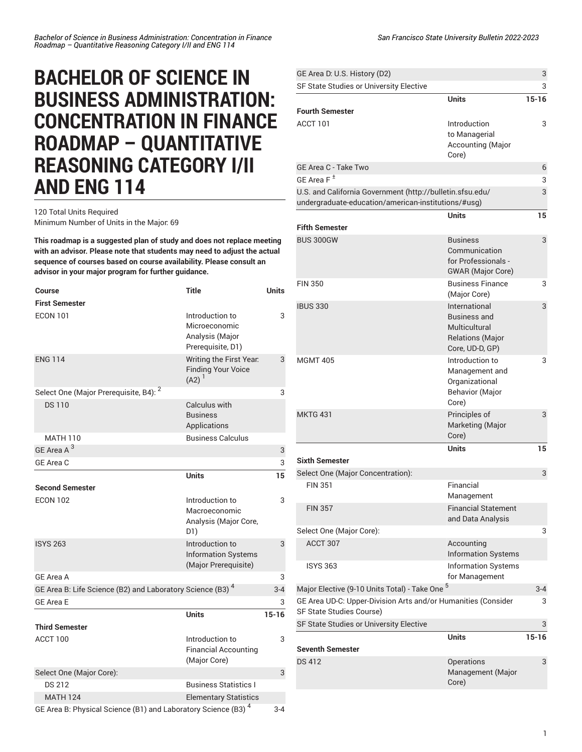# BACHELOR OF SCIENCE IN BUSINESS ADMINISTRATION: CONCENTRATION IN FINANCE ROADMAP – QUANTITATIVE REASONING CATEGORY I/II AND ENG 114

120 Total Units Required
Minimum Number of Units in the Major: 69

**This roadmap is a suggested plan of study and does not replace meeting with an advisor. Please note that students may need to adjust the actual sequence of courses based on course availability. Please consult an advisor in your major program for further guidance.**

| Course | Title | Units |
|---|---|---|
| **First Semester** | | |
| ECON 101 | Introduction to Microeconomic Analysis (Major Prerequisite, D1) | 3 |
| ENG 114 | Writing the First Year: Finding Your Voice (A2) [1] | 3 |
| Select One (Major Prerequisite, B4): [2] | | 3 |
| DS 110 | Calculus with Business Applications | |
| MATH 110 | Business Calculus | |
| GE Area A [3] | | 3 |
| GE Area C | | 3 |
| | **Units** | **15** |
| **Second Semester** | | |
| ECON 102 | Introduction to Macroeconomic Analysis (Major Core, D1) | 3 |
| ISYS 263 | Introduction to Information Systems (Major Prerequisite) | 3 |
| GE Area A | | 3 |
| GE Area B: Life Science (B2) and Laboratory Science (B3) [4] | | 3-4 |
| GE Area E | | 3 |
| | **Units** | **15-16** |
| **Third Semester** | | |
| ACCT 100 | Introduction to Financial Accounting (Major Core) | 3 |
| Select One (Major Core): | | 3 |
| DS 212 | Business Statistics I | |
| MATH 124 | Elementary Statistics | |
| GE Area B: Physical Science (B1) and Laboratory Science (B3) [4] | | 3-4 |
| GE Area D: U.S. History (D2) | | 3 |
| SF State Studies or University Elective | | 3 |
| | **Units** | **15-16** |
| **Fourth Semester** | | |
| ACCT 101 | Introduction to Managerial Accounting (Major Core) | 3 |
| GE Area C - Take Two | | 6 |
| GE Area F [±] | | 3 |
| U.S. and California Government (http://bulletin.sfsu.edu/undergraduate-education/american-institutions/#usg) | | 3 |
| | **Units** | **15** |
| **Fifth Semester** | | |
| BUS 300GW | Business Communication for Professionals - GWAR (Major Core) | 3 |
| FIN 350 | Business Finance (Major Core) | 3 |
| IBUS 330 | International Business and Multicultural Relations (Major Core, UD-D, GP) | 3 |
| MGMT 405 | Introduction to Management and Organizational Behavior (Major Core) | 3 |
| MKTG 431 | Principles of Marketing (Major Core) | 3 |
| | **Units** | **15** |
| **Sixth Semester** | | |
| Select One (Major Concentration): | | 3 |
| FIN 351 | Financial Management | |
| FIN 357 | Financial Statement and Data Analysis | |
| Select One (Major Core): | | 3 |
| ACCT 307 | Accounting Information Systems | |
| ISYS 363 | Information Systems for Management | |
| Major Elective (9-10 Units Total) - Take One [5] | | 3-4 |
| GE Area UD-C: Upper-Division Arts and/or Humanities (Consider SF State Studies Course) | | 3 |
| SF State Studies or University Elective | | 3 |
| | **Units** | **15-16** |
| **Seventh Semester** | | |
| DS 412 | Operations Management (Major Core) | 3 |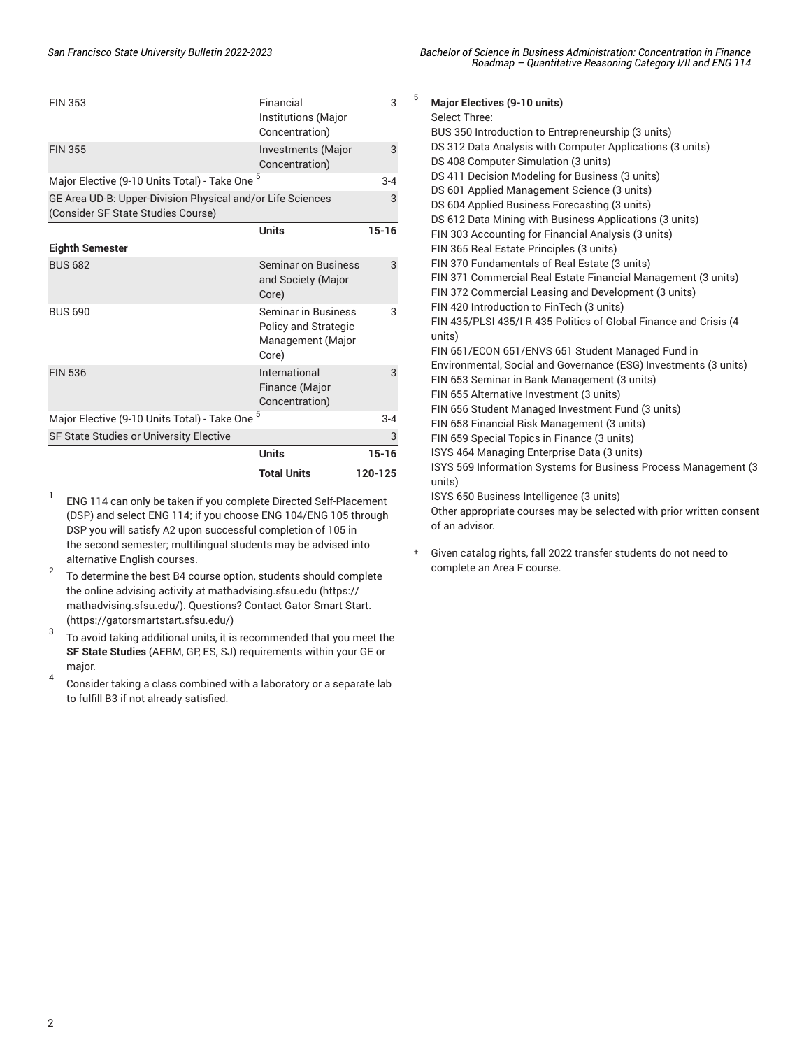| | | |
|---|---|---|
| FIN 353 | Financial Institutions (Major Concentration) | 3 |
| FIN 355 | Investments (Major Concentration) | 3 |
| Major Elective (9-10 Units Total) - Take One [5] | | 3-4 |
| GE Area UD-B: Upper-Division Physical and/or Life Sciences (Consider SF State Studies Course) | | 3 |
| | **Units** | **15-16** |
| **Eighth Semester** | | |
| BUS 682 | Seminar on Business and Society (Major Core) | 3 |
| BUS 690 | Seminar in Business Policy and Strategic Management (Major Core) | 3 |
| FIN 536 | International Finance (Major Concentration) | 3 |
| Major Elective (9-10 Units Total) - Take One [5] | | 3-4 |
| SF State Studies or University Elective | | 3 |
| | **Units** | **15-16** |
| | **Total Units** | **120-125** |

1. ENG 114 can only be taken if you complete Directed Self-Placement (DSP) and select ENG 114; if you choose ENG 104/ENG 105 through DSP you will satisfy A2 upon successful completion of 105 in the second semester; multilingual students may be advised into alternative English courses.
2. To determine the best B4 course option, students should complete the online advising activity at mathadvising.sfsu.edu (https://mathadvising.sfsu.edu/). Questions? Contact Gator Smart Start. (https://gatorsmartstart.sfsu.edu/)
3. To avoid taking additional units, it is recommended that you meet the **SF State Studies** (AERM, GP, ES, SJ) requirements within your GE or major.
4. Consider taking a class combined with a laboratory or a separate lab to fulfill B3 if not already satisfied.
5. **Major Electives (9-10 units)**
   Select Three:
   BUS 350 Introduction to Entrepreneurship (3 units)
   DS 312 Data Analysis with Computer Applications (3 units)
   DS 408 Computer Simulation (3 units)
   DS 411 Decision Modeling for Business (3 units)
   DS 601 Applied Management Science (3 units)
   DS 604 Applied Business Forecasting (3 units)
   DS 612 Data Mining with Business Applications (3 units)
   FIN 303 Accounting for Financial Analysis (3 units)
   FIN 365 Real Estate Principles (3 units)
   FIN 370 Fundamentals of Real Estate (3 units)
   FIN 371 Commercial Real Estate Financial Management (3 units)
   FIN 372 Commercial Leasing and Development (3 units)
   FIN 420 Introduction to FinTech (3 units)
   FIN 435/PLSI 435/I R 435 Politics of Global Finance and Crisis (4 units)
   FIN 651/ECON 651/ENVS 651 Student Managed Fund in Environmental, Social and Governance (ESG) Investments (3 units)
   FIN 653 Seminar in Bank Management (3 units)
   FIN 655 Alternative Investment (3 units)
   FIN 656 Student Managed Investment Fund (3 units)
   FIN 658 Financial Risk Management (3 units)
   FIN 659 Special Topics in Finance (3 units)
   ISYS 464 Managing Enterprise Data (3 units)
   ISYS 569 Information Systems for Business Process Management (3 units)
   ISYS 650 Business Intelligence (3 units)
   Other appropriate courses may be selected with prior written consent of an advisor.

± Given catalog rights, fall 2022 transfer students do not need to complete an Area F course.